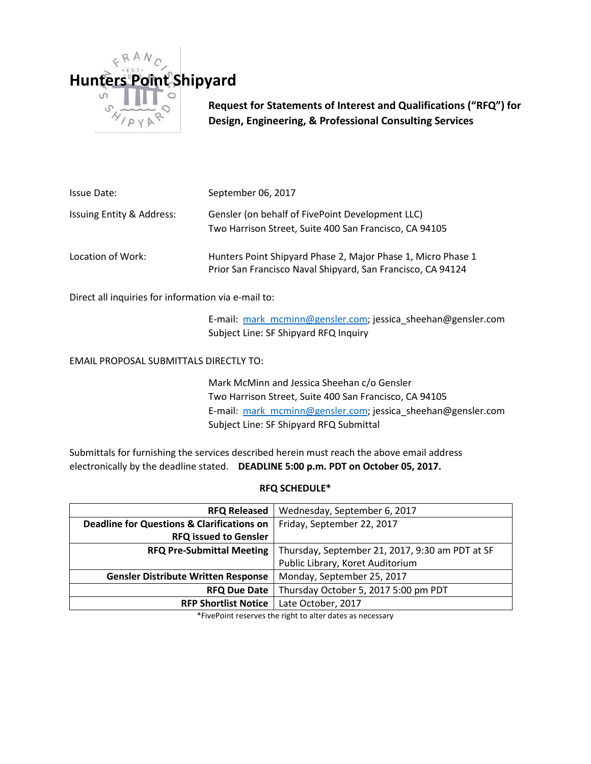# Hunters Point Shipyard

**Request for Statements of Interest and Qualifications ("RFQ") for Design, Engineering, & Professional Consulting Services**

Issue Date: September 06, 2017

Issuing Entity & Address: Gensler (on behalf of FivePoint Development LLC)
Two Harrison Street, Suite 400 San Francisco, CA 94105

Location of Work: Hunters Point Shipyard Phase 2, Major Phase 1, Micro Phase 1
Prior San Francisco Naval Shipyard, San Francisco, CA 94124

Direct all inquiries for information via e-mail to:

E-mail: mark_mcminn@gensler.com; jessica_sheehan@gensler.com
Subject Line: SF Shipyard RFQ Inquiry

EMAIL PROPOSAL SUBMITTALS DIRECTLY TO:

Mark McMinn and Jessica Sheehan c/o Gensler
Two Harrison Street, Suite 400 San Francisco, CA 94105
E-mail: mark_mcminn@gensler.com; jessica_sheehan@gensler.com
Subject Line: SF Shipyard RFQ Submittal

Submittals for furnishing the services described herein must reach the above email address electronically by the deadline stated. **DEADLINE 5:00 p.m. PDT on October 05, 2017.**

**RFQ SCHEDULE***

| | |
|---|---|
| **RFQ Released** | Wednesday, September 6, 2017 |
| **Deadline for Questions & Clarifications on RFQ issued to Gensler** | Friday, September 22, 2017 |
| **RFQ Pre-Submittal Meeting** | Thursday, September 21, 2017, 9:30 am PDT at SF Public Library, Koret Auditorium |
| **Gensler Distribute Written Response** | Monday, September 25, 2017 |
| **RFQ Due Date** | Thursday October 5, 2017 5:00 pm PDT |
| **RFP Shortlist Notice** | Late October, 2017 |

*FivePoint reserves the right to alter dates as necessary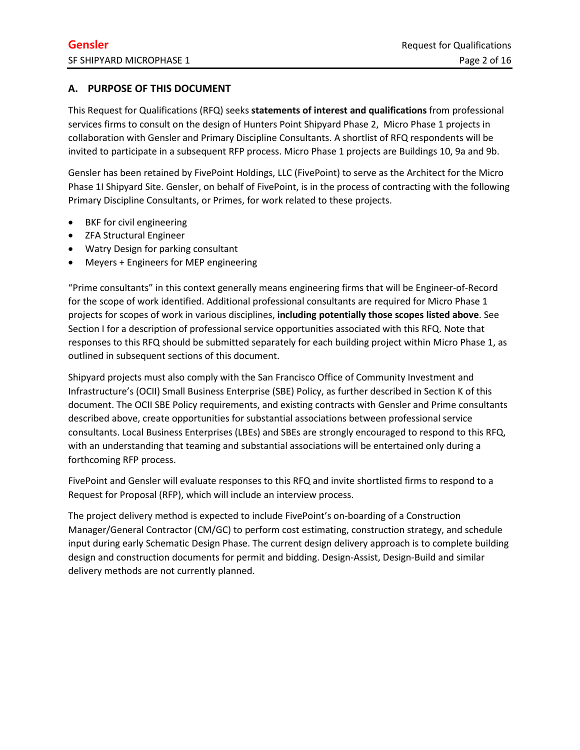## A. PURPOSE OF THIS DOCUMENT

This Request for Qualifications (RFQ) seeks **statements of interest and qualifications** from professional services firms to consult on the design of Hunters Point Shipyard Phase 2, Micro Phase 1 projects in collaboration with Gensler and Primary Discipline Consultants. A shortlist of RFQ respondents will be invited to participate in a subsequent RFP process. Micro Phase 1 projects are Buildings 10, 9a and 9b.

Gensler has been retained by FivePoint Holdings, LLC (FivePoint) to serve as the Architect for the Micro Phase 1I Shipyard Site. Gensler, on behalf of FivePoint, is in the process of contracting with the following Primary Discipline Consultants, or Primes, for work related to these projects.

- BKF for civil engineering
- ZFA Structural Engineer
- Watry Design for parking consultant
- Meyers + Engineers for MEP engineering

"Prime consultants" in this context generally means engineering firms that will be Engineer-of-Record for the scope of work identified. Additional professional consultants are required for Micro Phase 1 projects for scopes of work in various disciplines, **including potentially those scopes listed above**. See Section I for a description of professional service opportunities associated with this RFQ. Note that responses to this RFQ should be submitted separately for each building project within Micro Phase 1, as outlined in subsequent sections of this document.

Shipyard projects must also comply with the San Francisco Office of Community Investment and Infrastructure's (OCII) Small Business Enterprise (SBE) Policy, as further described in Section K of this document. The OCII SBE Policy requirements, and existing contracts with Gensler and Prime consultants described above, create opportunities for substantial associations between professional service consultants. Local Business Enterprises (LBEs) and SBEs are strongly encouraged to respond to this RFQ, with an understanding that teaming and substantial associations will be entertained only during a forthcoming RFP process.

FivePoint and Gensler will evaluate responses to this RFQ and invite shortlisted firms to respond to a Request for Proposal (RFP), which will include an interview process.

The project delivery method is expected to include FivePoint's on-boarding of a Construction Manager/General Contractor (CM/GC) to perform cost estimating, construction strategy, and schedule input during early Schematic Design Phase. The current design delivery approach is to complete building design and construction documents for permit and bidding. Design-Assist, Design-Build and similar delivery methods are not currently planned.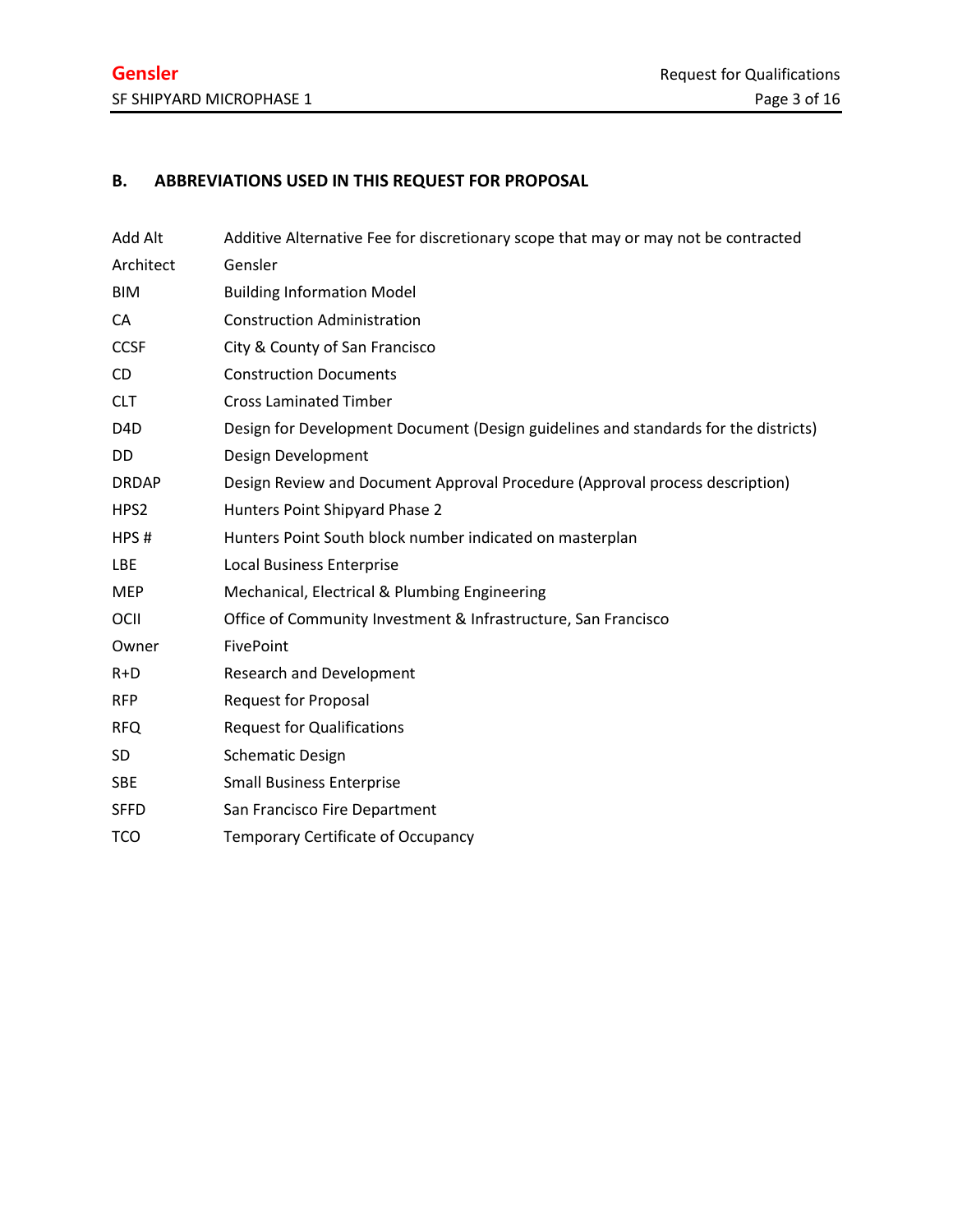## B. ABBREVIATIONS USED IN THIS REQUEST FOR PROPOSAL

| | |
|---|---|
| Add Alt | Additive Alternative Fee for discretionary scope that may or may not be contracted |
| Architect | Gensler |
| BIM | Building Information Model |
| CA | Construction Administration |
| CCSF | City & County of San Francisco |
| CD | Construction Documents |
| CLT | Cross Laminated Timber |
| D4D | Design for Development Document (Design guidelines and standards for the districts) |
| DD | Design Development |
| DRDAP | Design Review and Document Approval Procedure (Approval process description) |
| HPS2 | Hunters Point Shipyard Phase 2 |
| HPS # | Hunters Point South block number indicated on masterplan |
| LBE | Local Business Enterprise |
| MEP | Mechanical, Electrical & Plumbing Engineering |
| OCII | Office of Community Investment & Infrastructure, San Francisco |
| Owner | FivePoint |
| R+D | Research and Development |
| RFP | Request for Proposal |
| RFQ | Request for Qualifications |
| SD | Schematic Design |
| SBE | Small Business Enterprise |
| SFFD | San Francisco Fire Department |
| TCO | Temporary Certificate of Occupancy |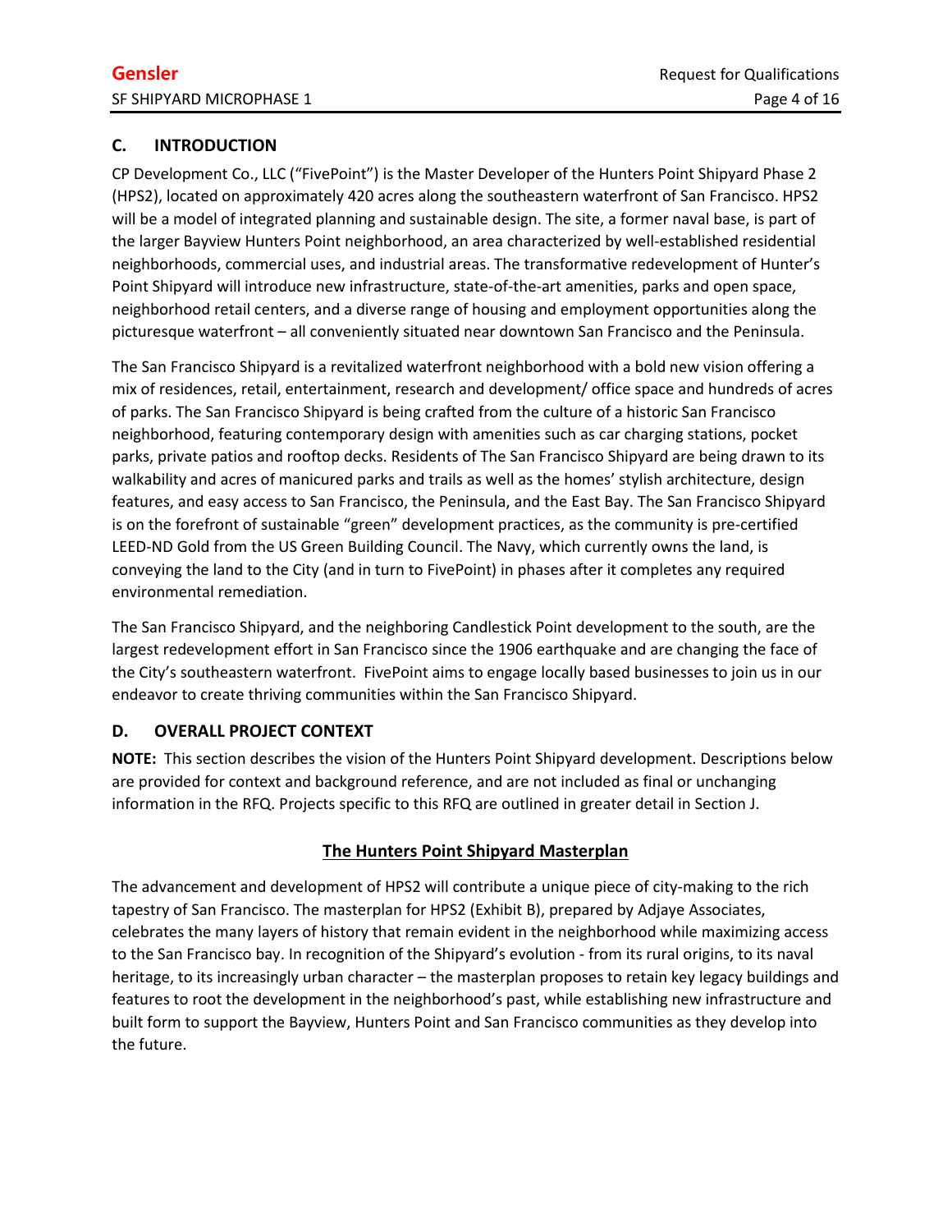## C. INTRODUCTION

CP Development Co., LLC ("FivePoint") is the Master Developer of the Hunters Point Shipyard Phase 2 (HPS2), located on approximately 420 acres along the southeastern waterfront of San Francisco. HPS2 will be a model of integrated planning and sustainable design. The site, a former naval base, is part of the larger Bayview Hunters Point neighborhood, an area characterized by well-established residential neighborhoods, commercial uses, and industrial areas. The transformative redevelopment of Hunter's Point Shipyard will introduce new infrastructure, state-of-the-art amenities, parks and open space, neighborhood retail centers, and a diverse range of housing and employment opportunities along the picturesque waterfront – all conveniently situated near downtown San Francisco and the Peninsula.

The San Francisco Shipyard is a revitalized waterfront neighborhood with a bold new vision offering a mix of residences, retail, entertainment, research and development/ office space and hundreds of acres of parks. The San Francisco Shipyard is being crafted from the culture of a historic San Francisco neighborhood, featuring contemporary design with amenities such as car charging stations, pocket parks, private patios and rooftop decks. Residents of The San Francisco Shipyard are being drawn to its walkability and acres of manicured parks and trails as well as the homes' stylish architecture, design features, and easy access to San Francisco, the Peninsula, and the East Bay. The San Francisco Shipyard is on the forefront of sustainable "green" development practices, as the community is pre-certified LEED-ND Gold from the US Green Building Council. The Navy, which currently owns the land, is conveying the land to the City (and in turn to FivePoint) in phases after it completes any required environmental remediation.

The San Francisco Shipyard, and the neighboring Candlestick Point development to the south, are the largest redevelopment effort in San Francisco since the 1906 earthquake and are changing the face of the City's southeastern waterfront. FivePoint aims to engage locally based businesses to join us in our endeavor to create thriving communities within the San Francisco Shipyard.

## D. OVERALL PROJECT CONTEXT

**NOTE:** This section describes the vision of the Hunters Point Shipyard development. Descriptions below are provided for context and background reference, and are not included as final or unchanging information in the RFQ. Projects specific to this RFQ are outlined in greater detail in Section J.

### The Hunters Point Shipyard Masterplan

The advancement and development of HPS2 will contribute a unique piece of city-making to the rich tapestry of San Francisco. The masterplan for HPS2 (Exhibit B), prepared by Adjaye Associates, celebrates the many layers of history that remain evident in the neighborhood while maximizing access to the San Francisco bay. In recognition of the Shipyard's evolution - from its rural origins, to its naval heritage, to its increasingly urban character – the masterplan proposes to retain key legacy buildings and features to root the development in the neighborhood's past, while establishing new infrastructure and built form to support the Bayview, Hunters Point and San Francisco communities as they develop into the future.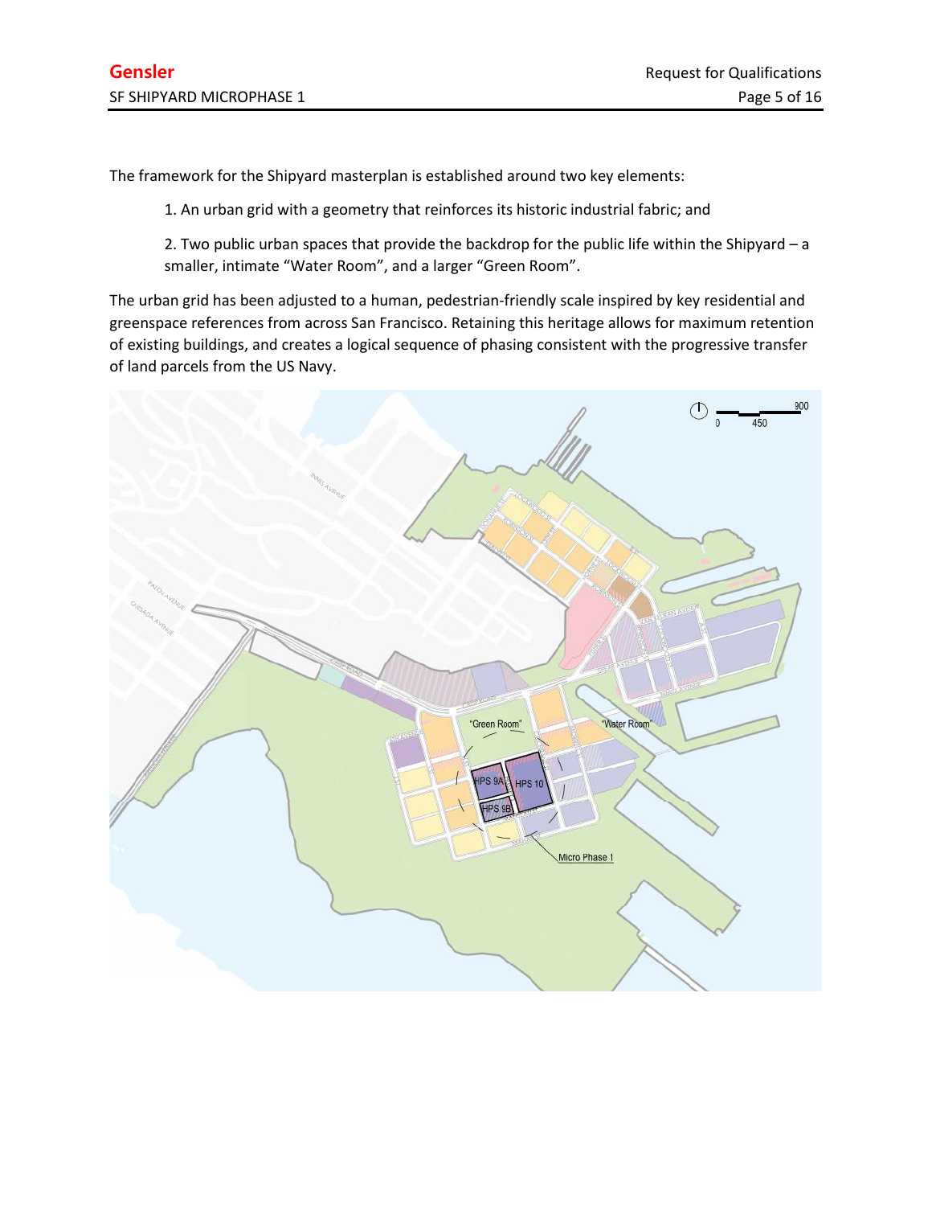The framework for the Shipyard masterplan is established around two key elements:

1. An urban grid with a geometry that reinforces its historic industrial fabric; and

2. Two public urban spaces that provide the backdrop for the public life within the Shipyard – a smaller, intimate "Water Room", and a larger "Green Room".

The urban grid has been adjusted to a human, pedestrian-friendly scale inspired by key residential and greenspace references from across San Francisco. Retaining this heritage allows for maximum retention of existing buildings, and creates a logical sequence of phasing consistent with the progressive transfer of land parcels from the US Navy.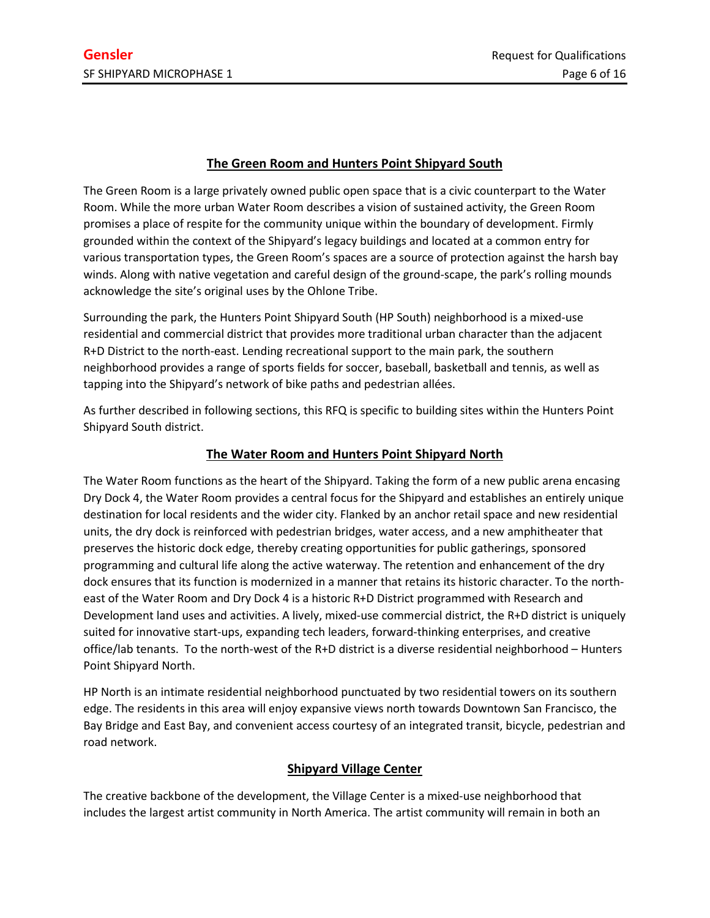## The Green Room and Hunters Point Shipyard South

The Green Room is a large privately owned public open space that is a civic counterpart to the Water Room. While the more urban Water Room describes a vision of sustained activity, the Green Room promises a place of respite for the community unique within the boundary of development. Firmly grounded within the context of the Shipyard's legacy buildings and located at a common entry for various transportation types, the Green Room's spaces are a source of protection against the harsh bay winds. Along with native vegetation and careful design of the ground-scape, the park's rolling mounds acknowledge the site's original uses by the Ohlone Tribe.

Surrounding the park, the Hunters Point Shipyard South (HP South) neighborhood is a mixed-use residential and commercial district that provides more traditional urban character than the adjacent R+D District to the north-east. Lending recreational support to the main park, the southern neighborhood provides a range of sports fields for soccer, baseball, basketball and tennis, as well as tapping into the Shipyard's network of bike paths and pedestrian allées.

As further described in following sections, this RFQ is specific to building sites within the Hunters Point Shipyard South district.

## The Water Room and Hunters Point Shipyard North

The Water Room functions as the heart of the Shipyard. Taking the form of a new public arena encasing Dry Dock 4, the Water Room provides a central focus for the Shipyard and establishes an entirely unique destination for local residents and the wider city. Flanked by an anchor retail space and new residential units, the dry dock is reinforced with pedestrian bridges, water access, and a new amphitheater that preserves the historic dock edge, thereby creating opportunities for public gatherings, sponsored programming and cultural life along the active waterway. The retention and enhancement of the dry dock ensures that its function is modernized in a manner that retains its historic character. To the north-east of the Water Room and Dry Dock 4 is a historic R+D District programmed with Research and Development land uses and activities. A lively, mixed-use commercial district, the R+D district is uniquely suited for innovative start-ups, expanding tech leaders, forward-thinking enterprises, and creative office/lab tenants. To the north-west of the R+D district is a diverse residential neighborhood – Hunters Point Shipyard North.

HP North is an intimate residential neighborhood punctuated by two residential towers on its southern edge. The residents in this area will enjoy expansive views north towards Downtown San Francisco, the Bay Bridge and East Bay, and convenient access courtesy of an integrated transit, bicycle, pedestrian and road network.

## Shipyard Village Center

The creative backbone of the development, the Village Center is a mixed-use neighborhood that includes the largest artist community in North America. The artist community will remain in both an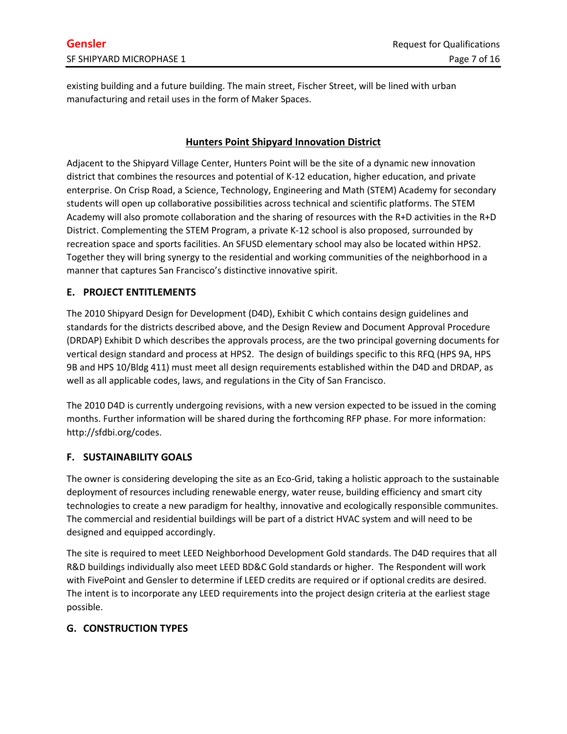existing building and a future building. The main street, Fischer Street, will be lined with urban manufacturing and retail uses in the form of Maker Spaces.

### Hunters Point Shipyard Innovation District

Adjacent to the Shipyard Village Center, Hunters Point will be the site of a dynamic new innovation district that combines the resources and potential of K-12 education, higher education, and private enterprise. On Crisp Road, a Science, Technology, Engineering and Math (STEM) Academy for secondary students will open up collaborative possibilities across technical and scientific platforms. The STEM Academy will also promote collaboration and the sharing of resources with the R+D activities in the R+D District. Complementing the STEM Program, a private K-12 school is also proposed, surrounded by recreation space and sports facilities. An SFUSD elementary school may also be located within HPS2. Together they will bring synergy to the residential and working communities of the neighborhood in a manner that captures San Francisco's distinctive innovative spirit.

## E. PROJECT ENTITLEMENTS

The 2010 Shipyard Design for Development (D4D), Exhibit C which contains design guidelines and standards for the districts described above, and the Design Review and Document Approval Procedure (DRDAP) Exhibit D which describes the approvals process, are the two principal governing documents for vertical design standard and process at HPS2. The design of buildings specific to this RFQ (HPS 9A, HPS 9B and HPS 10/Bldg 411) must meet all design requirements established within the D4D and DRDAP, as well as all applicable codes, laws, and regulations in the City of San Francisco.

The 2010 D4D is currently undergoing revisions, with a new version expected to be issued in the coming months. Further information will be shared during the forthcoming RFP phase. For more information: http://sfdbi.org/codes.

## F. SUSTAINABILITY GOALS

The owner is considering developing the site as an Eco-Grid, taking a holistic approach to the sustainable deployment of resources including renewable energy, water reuse, building efficiency and smart city technologies to create a new paradigm for healthy, innovative and ecologically responsible communites. The commercial and residential buildings will be part of a district HVAC system and will need to be designed and equipped accordingly.

The site is required to meet LEED Neighborhood Development Gold standards. The D4D requires that all R&D buildings individually also meet LEED BD&C Gold standards or higher. The Respondent will work with FivePoint and Gensler to determine if LEED credits are required or if optional credits are desired. The intent is to incorporate any LEED requirements into the project design criteria at the earliest stage possible.

## G. CONSTRUCTION TYPES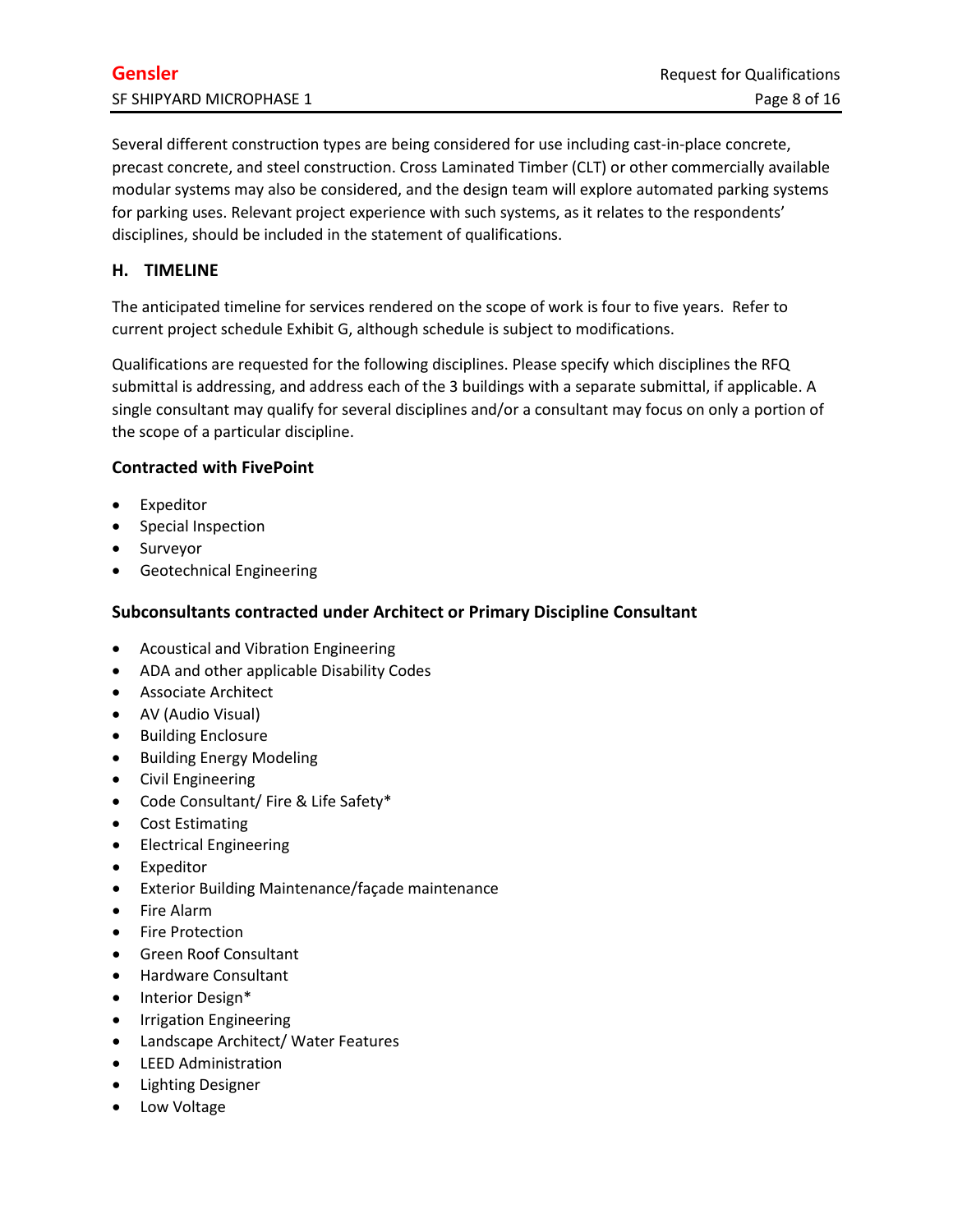Several different construction types are being considered for use including cast-in-place concrete, precast concrete, and steel construction. Cross Laminated Timber (CLT) or other commercially available modular systems may also be considered, and the design team will explore automated parking systems for parking uses. Relevant project experience with such systems, as it relates to the respondents' disciplines, should be included in the statement of qualifications.

## H. TIMELINE

The anticipated timeline for services rendered on the scope of work is four to five years. Refer to current project schedule Exhibit G, although schedule is subject to modifications.

Qualifications are requested for the following disciplines. Please specify which disciplines the RFQ submittal is addressing, and address each of the 3 buildings with a separate submittal, if applicable. A single consultant may qualify for several disciplines and/or a consultant may focus on only a portion of the scope of a particular discipline.

### Contracted with FivePoint

- Expeditor
- Special Inspection
- Surveyor
- Geotechnical Engineering

### Subconsultants contracted under Architect or Primary Discipline Consultant

- Acoustical and Vibration Engineering
- ADA and other applicable Disability Codes
- Associate Architect
- AV (Audio Visual)
- Building Enclosure
- Building Energy Modeling
- Civil Engineering
- Code Consultant/ Fire & Life Safety*
- Cost Estimating
- Electrical Engineering
- Expeditor
- Exterior Building Maintenance/façade maintenance
- Fire Alarm
- Fire Protection
- Green Roof Consultant
- Hardware Consultant
- Interior Design*
- Irrigation Engineering
- Landscape Architect/ Water Features
- LEED Administration
- Lighting Designer
- Low Voltage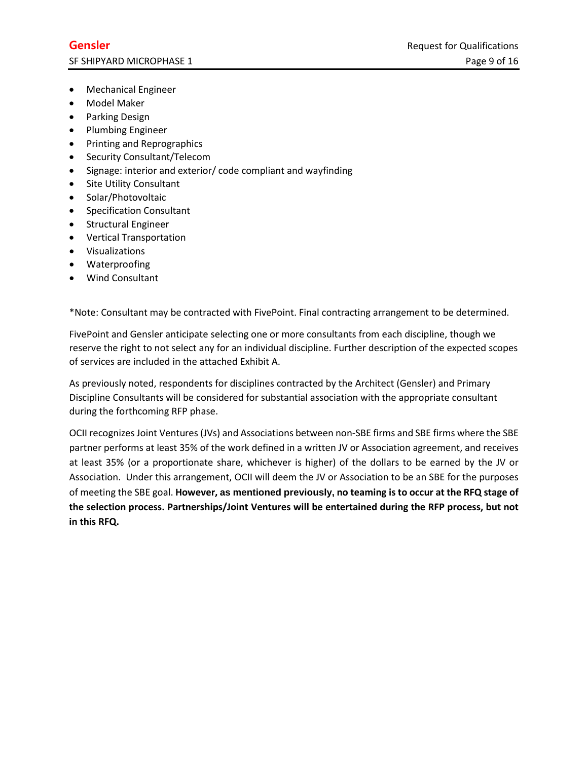- Mechanical Engineer
- Model Maker
- Parking Design
- Plumbing Engineer
- Printing and Reprographics
- Security Consultant/Telecom
- Signage: interior and exterior/ code compliant and wayfinding
- Site Utility Consultant
- Solar/Photovoltaic
- Specification Consultant
- Structural Engineer
- Vertical Transportation
- Visualizations
- Waterproofing
- Wind Consultant

*Note: Consultant may be contracted with FivePoint. Final contracting arrangement to be determined.

FivePoint and Gensler anticipate selecting one or more consultants from each discipline, though we reserve the right to not select any for an individual discipline. Further description of the expected scopes of services are included in the attached Exhibit A.

As previously noted, respondents for disciplines contracted by the Architect (Gensler) and Primary Discipline Consultants will be considered for substantial association with the appropriate consultant during the forthcoming RFP phase.

OCII recognizes Joint Ventures (JVs) and Associations between non-SBE firms and SBE firms where the SBE partner performs at least 35% of the work defined in a written JV or Association agreement, and receives at least 35% (or a proportionate share, whichever is higher) of the dollars to be earned by the JV or Association. Under this arrangement, OCII will deem the JV or Association to be an SBE for the purposes of meeting the SBE goal. **However, as mentioned previously, no teaming is to occur at the RFQ stage of the selection process. Partnerships/Joint Ventures will be entertained during the RFP process, but not in this RFQ.**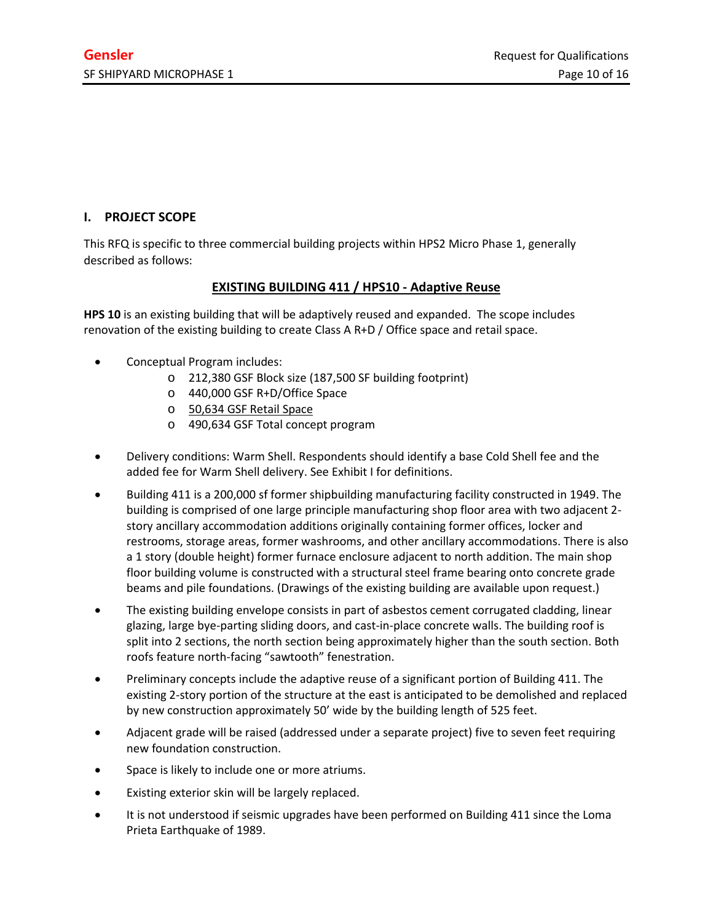## I. PROJECT SCOPE

This RFQ is specific to three commercial building projects within HPS2 Micro Phase 1, generally described as follows:

### EXISTING BUILDING 411 / HPS10 - Adaptive Reuse

**HPS 10** is an existing building that will be adaptively reused and expanded. The scope includes renovation of the existing building to create Class A R+D / Office space and retail space.

- Conceptual Program includes:
  - 212,380 GSF Block size (187,500 SF building footprint)
  - 440,000 GSF R+D/Office Space
  - 50,634 GSF Retail Space
  - 490,634 GSF Total concept program
- Delivery conditions: Warm Shell. Respondents should identify a base Cold Shell fee and the added fee for Warm Shell delivery. See Exhibit I for definitions.
- Building 411 is a 200,000 sf former shipbuilding manufacturing facility constructed in 1949. The building is comprised of one large principle manufacturing shop floor area with two adjacent 2-story ancillary accommodation additions originally containing former offices, locker and restrooms, storage areas, former washrooms, and other ancillary accommodations. There is also a 1 story (double height) former furnace enclosure adjacent to north addition. The main shop floor building volume is constructed with a structural steel frame bearing onto concrete grade beams and pile foundations. (Drawings of the existing building are available upon request.)
- The existing building envelope consists in part of asbestos cement corrugated cladding, linear glazing, large bye-parting sliding doors, and cast-in-place concrete walls. The building roof is split into 2 sections, the north section being approximately higher than the south section. Both roofs feature north-facing "sawtooth" fenestration.
- Preliminary concepts include the adaptive reuse of a significant portion of Building 411. The existing 2-story portion of the structure at the east is anticipated to be demolished and replaced by new construction approximately 50' wide by the building length of 525 feet.
- Adjacent grade will be raised (addressed under a separate project) five to seven feet requiring new foundation construction.
- Space is likely to include one or more atriums.
- Existing exterior skin will be largely replaced.
- It is not understood if seismic upgrades have been performed on Building 411 since the Loma Prieta Earthquake of 1989.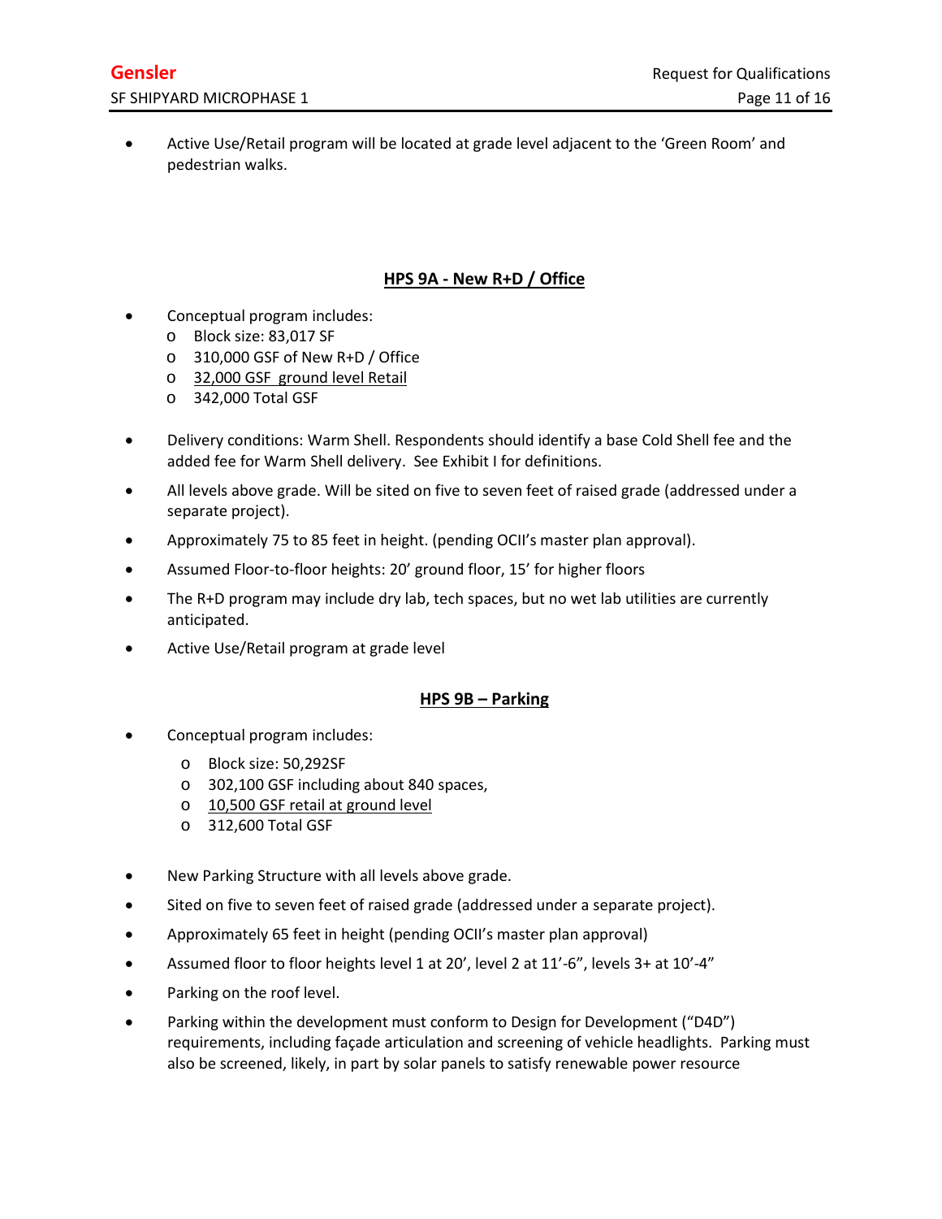- Active Use/Retail program will be located at grade level adjacent to the 'Green Room' and pedestrian walks.

## HPS 9A - New R+D / Office

- Conceptual program includes:
  - Block size: 83,017 SF
  - 310,000 GSF of New R+D / Office
  - <u>32,000 GSF ground level Retail</u>
  - 342,000 Total GSF
- Delivery conditions: Warm Shell. Respondents should identify a base Cold Shell fee and the added fee for Warm Shell delivery. See Exhibit I for definitions.
- All levels above grade. Will be sited on five to seven feet of raised grade (addressed under a separate project).
- Approximately 75 to 85 feet in height. (pending OCII's master plan approval).
- Assumed Floor-to-floor heights: 20' ground floor, 15' for higher floors
- The R+D program may include dry lab, tech spaces, but no wet lab utilities are currently anticipated.
- Active Use/Retail program at grade level

## HPS 9B – Parking

- Conceptual program includes:
  - Block size: 50,292SF
  - 302,100 GSF including about 840 spaces,
  - <u>10,500 GSF retail at ground level</u>
  - 312,600 Total GSF
- New Parking Structure with all levels above grade.
- Sited on five to seven feet of raised grade (addressed under a separate project).
- Approximately 65 feet in height (pending OCII's master plan approval)
- Assumed floor to floor heights level 1 at 20', level 2 at 11'-6", levels 3+ at 10'-4"
- Parking on the roof level.
- Parking within the development must conform to Design for Development ("D4D") requirements, including façade articulation and screening of vehicle headlights. Parking must also be screened, likely, in part by solar panels to satisfy renewable power resource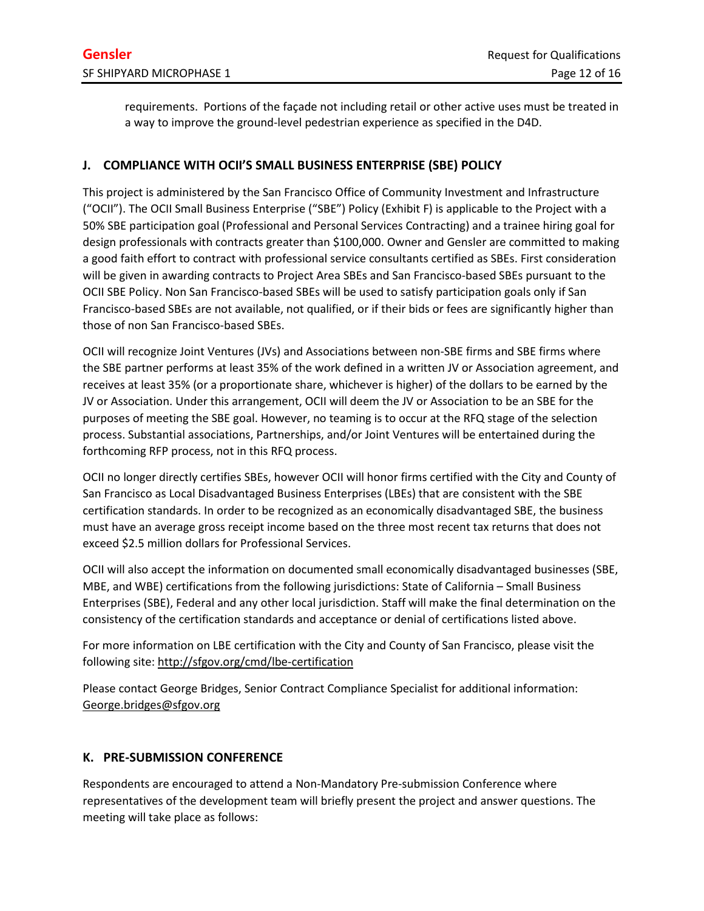requirements. Portions of the façade not including retail or other active uses must be treated in a way to improve the ground-level pedestrian experience as specified in the D4D.

## J. COMPLIANCE WITH OCII'S SMALL BUSINESS ENTERPRISE (SBE) POLICY

This project is administered by the San Francisco Office of Community Investment and Infrastructure ("OCII"). The OCII Small Business Enterprise ("SBE") Policy (Exhibit F) is applicable to the Project with a 50% SBE participation goal (Professional and Personal Services Contracting) and a trainee hiring goal for design professionals with contracts greater than $100,000. Owner and Gensler are committed to making a good faith effort to contract with professional service consultants certified as SBEs. First consideration will be given in awarding contracts to Project Area SBEs and San Francisco-based SBEs pursuant to the OCII SBE Policy. Non San Francisco-based SBEs will be used to satisfy participation goals only if San Francisco-based SBEs are not available, not qualified, or if their bids or fees are significantly higher than those of non San Francisco-based SBEs.

OCII will recognize Joint Ventures (JVs) and Associations between non-SBE firms and SBE firms where the SBE partner performs at least 35% of the work defined in a written JV or Association agreement, and receives at least 35% (or a proportionate share, whichever is higher) of the dollars to be earned by the JV or Association. Under this arrangement, OCII will deem the JV or Association to be an SBE for the purposes of meeting the SBE goal. However, no teaming is to occur at the RFQ stage of the selection process. Substantial associations, Partnerships, and/or Joint Ventures will be entertained during the forthcoming RFP process, not in this RFQ process.

OCII no longer directly certifies SBEs, however OCII will honor firms certified with the City and County of San Francisco as Local Disadvantaged Business Enterprises (LBEs) that are consistent with the SBE certification standards. In order to be recognized as an economically disadvantaged SBE, the business must have an average gross receipt income based on the three most recent tax returns that does not exceed $2.5 million dollars for Professional Services.

OCII will also accept the information on documented small economically disadvantaged businesses (SBE, MBE, and WBE) certifications from the following jurisdictions: State of California – Small Business Enterprises (SBE), Federal and any other local jurisdiction. Staff will make the final determination on the consistency of the certification standards and acceptance or denial of certifications listed above.

For more information on LBE certification with the City and County of San Francisco, please visit the following site: http://sfgov.org/cmd/lbe-certification

Please contact George Bridges, Senior Contract Compliance Specialist for additional information: George.bridges@sfgov.org

## K. PRE-SUBMISSION CONFERENCE

Respondents are encouraged to attend a Non-Mandatory Pre-submission Conference where representatives of the development team will briefly present the project and answer questions. The meeting will take place as follows: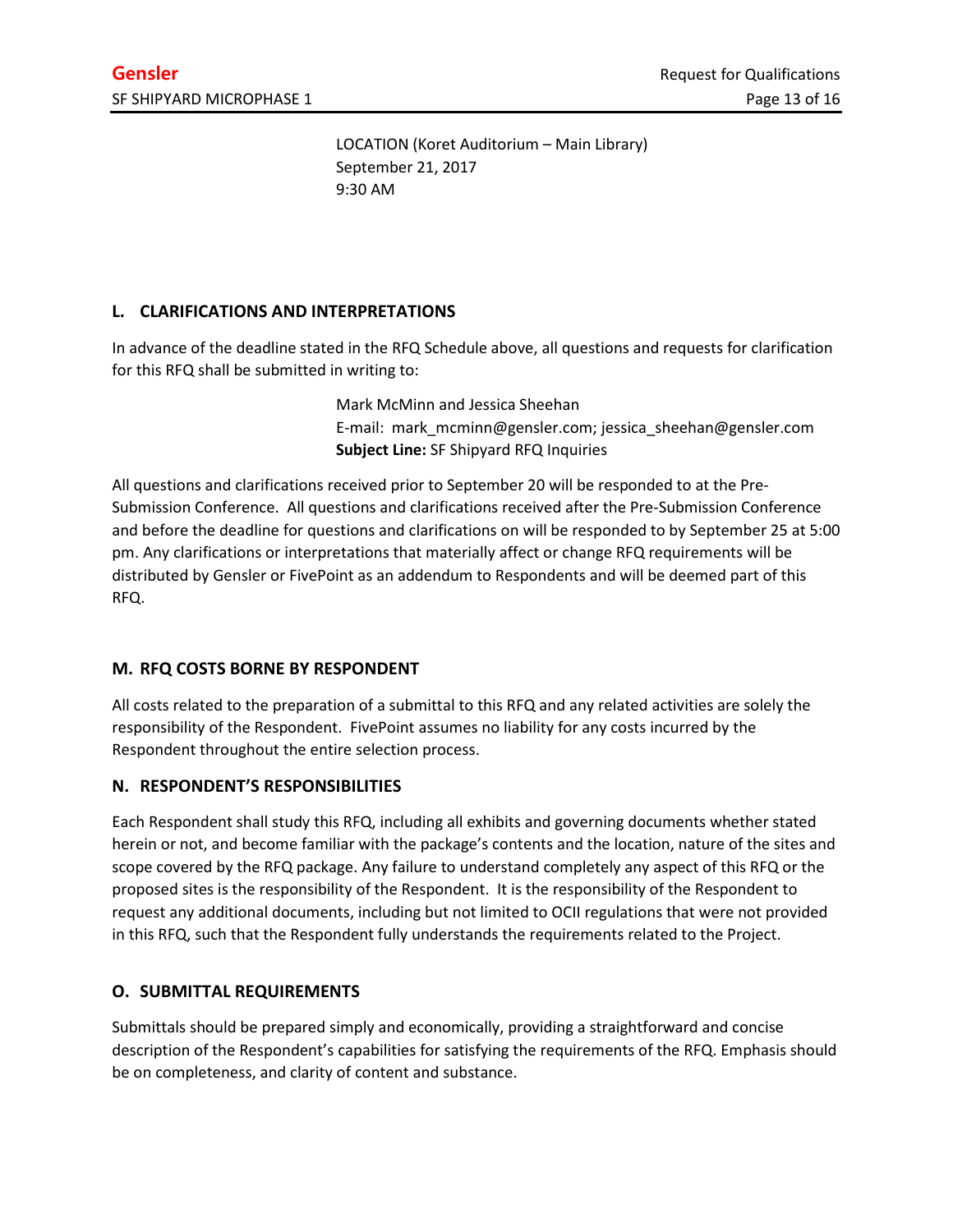LOCATION (Koret Auditorium – Main Library)
September 21, 2017
9:30 AM

## L. CLARIFICATIONS AND INTERPRETATIONS

In advance of the deadline stated in the RFQ Schedule above, all questions and requests for clarification for this RFQ shall be submitted in writing to:

Mark McMinn and Jessica Sheehan
E-mail: mark_mcminn@gensler.com; jessica_sheehan@gensler.com
**Subject Line:** SF Shipyard RFQ Inquiries

All questions and clarifications received prior to September 20 will be responded to at the Pre-Submission Conference. All questions and clarifications received after the Pre-Submission Conference and before the deadline for questions and clarifications on will be responded to by September 25 at 5:00 pm. Any clarifications or interpretations that materially affect or change RFQ requirements will be distributed by Gensler or FivePoint as an addendum to Respondents and will be deemed part of this RFQ.

## M. RFQ COSTS BORNE BY RESPONDENT

All costs related to the preparation of a submittal to this RFQ and any related activities are solely the responsibility of the Respondent. FivePoint assumes no liability for any costs incurred by the Respondent throughout the entire selection process.

## N. RESPONDENT'S RESPONSIBILITIES

Each Respondent shall study this RFQ, including all exhibits and governing documents whether stated herein or not, and become familiar with the package's contents and the location, nature of the sites and scope covered by the RFQ package. Any failure to understand completely any aspect of this RFQ or the proposed sites is the responsibility of the Respondent. It is the responsibility of the Respondent to request any additional documents, including but not limited to OCII regulations that were not provided in this RFQ, such that the Respondent fully understands the requirements related to the Project.

## O. SUBMITTAL REQUIREMENTS

Submittals should be prepared simply and economically, providing a straightforward and concise description of the Respondent's capabilities for satisfying the requirements of the RFQ. Emphasis should be on completeness, and clarity of content and substance.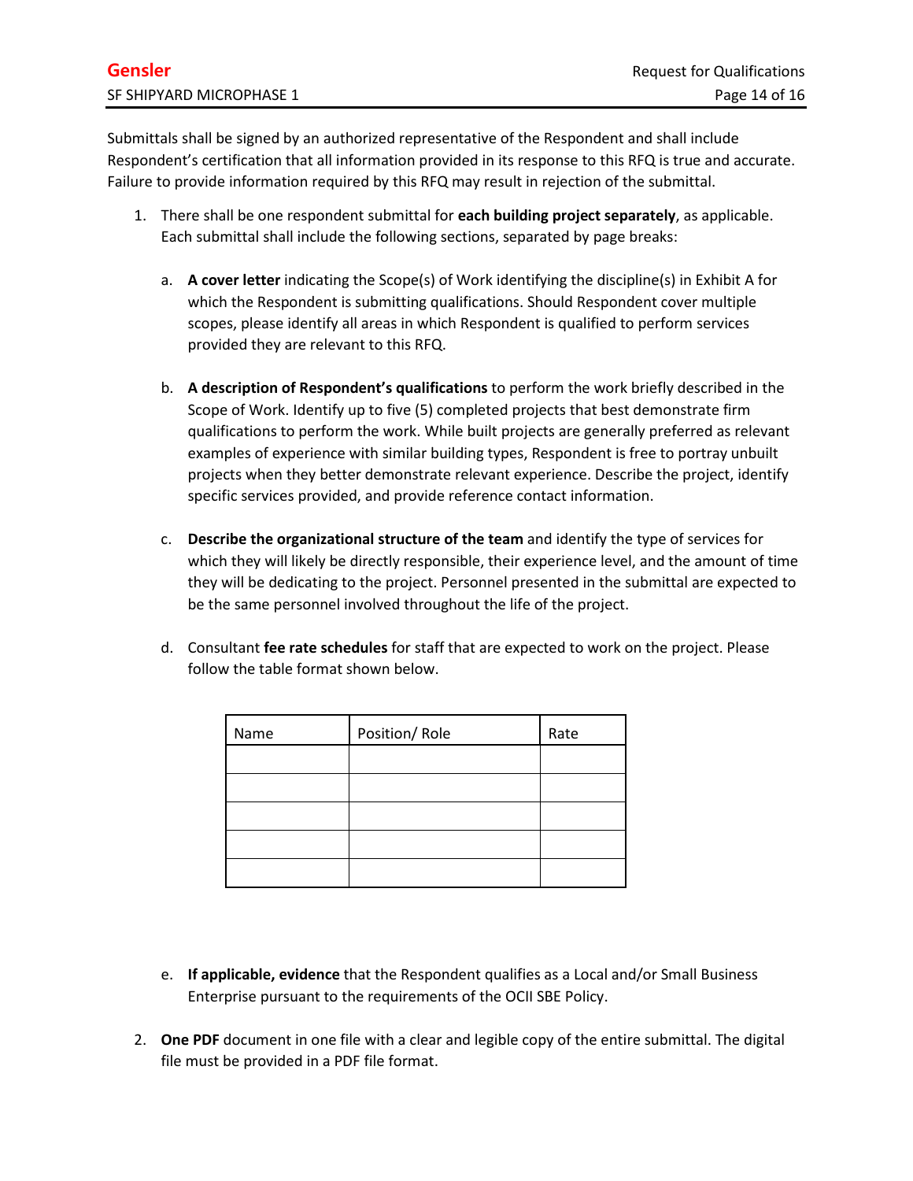Submittals shall be signed by an authorized representative of the Respondent and shall include Respondent's certification that all information provided in its response to this RFQ is true and accurate. Failure to provide information required by this RFQ may result in rejection of the submittal.

1. There shall be one respondent submittal for **each building project separately**, as applicable. Each submittal shall include the following sections, separated by page breaks:

   a. **A cover letter** indicating the Scope(s) of Work identifying the discipline(s) in Exhibit A for which the Respondent is submitting qualifications. Should Respondent cover multiple scopes, please identify all areas in which Respondent is qualified to perform services provided they are relevant to this RFQ.

   b. **A description of Respondent's qualifications** to perform the work briefly described in the Scope of Work. Identify up to five (5) completed projects that best demonstrate firm qualifications to perform the work. While built projects are generally preferred as relevant examples of experience with similar building types, Respondent is free to portray unbuilt projects when they better demonstrate relevant experience. Describe the project, identify specific services provided, and provide reference contact information.

   c. **Describe the organizational structure of the team** and identify the type of services for which they will likely be directly responsible, their experience level, and the amount of time they will be dedicating to the project. Personnel presented in the submittal are expected to be the same personnel involved throughout the life of the project.

   d. Consultant **fee rate schedules** for staff that are expected to work on the project. Please follow the table format shown below.

   | Name | Position/ Role | Rate |
   |---|---|---|
   | | | |
   | | | |
   | | | |
   | | | |
   | | | |

   e. **If applicable, evidence** that the Respondent qualifies as a Local and/or Small Business Enterprise pursuant to the requirements of the OCII SBE Policy.

2. **One PDF** document in one file with a clear and legible copy of the entire submittal. The digital file must be provided in a PDF file format.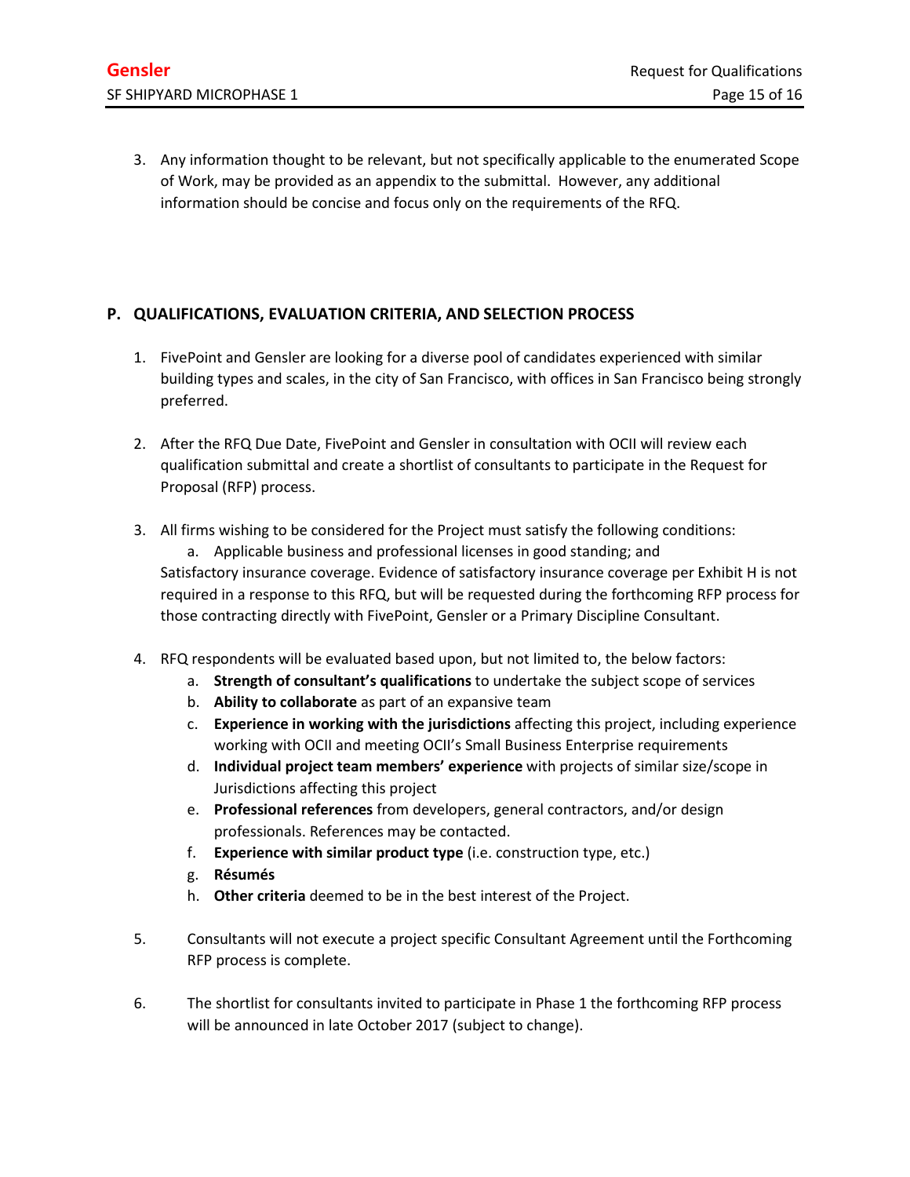3. Any information thought to be relevant, but not specifically applicable to the enumerated Scope of Work, may be provided as an appendix to the submittal. However, any additional information should be concise and focus only on the requirements of the RFQ.

## P. QUALIFICATIONS, EVALUATION CRITERIA, AND SELECTION PROCESS

1. FivePoint and Gensler are looking for a diverse pool of candidates experienced with similar building types and scales, in the city of San Francisco, with offices in San Francisco being strongly preferred.

2. After the RFQ Due Date, FivePoint and Gensler in consultation with OCII will review each qualification submittal and create a shortlist of consultants to participate in the Request for Proposal (RFP) process.

3. All firms wishing to be considered for the Project must satisfy the following conditions:
   a. Applicable business and professional licenses in good standing; and
   Satisfactory insurance coverage. Evidence of satisfactory insurance coverage per Exhibit H is not required in a response to this RFQ, but will be requested during the forthcoming RFP process for those contracting directly with FivePoint, Gensler or a Primary Discipline Consultant.

4. RFQ respondents will be evaluated based upon, but not limited to, the below factors:
   a. **Strength of consultant's qualifications** to undertake the subject scope of services
   b. **Ability to collaborate** as part of an expansive team
   c. **Experience in working with the jurisdictions** affecting this project, including experience working with OCII and meeting OCII's Small Business Enterprise requirements
   d. **Individual project team members' experience** with projects of similar size/scope in Jurisdictions affecting this project
   e. **Professional references** from developers, general contractors, and/or design professionals. References may be contacted.
   f. **Experience with similar product type** (i.e. construction type, etc.)
   g. **Résumés**
   h. **Other criteria** deemed to be in the best interest of the Project.

5. Consultants will not execute a project specific Consultant Agreement until the Forthcoming RFP process is complete.

6. The shortlist for consultants invited to participate in Phase 1 the forthcoming RFP process will be announced in late October 2017 (subject to change).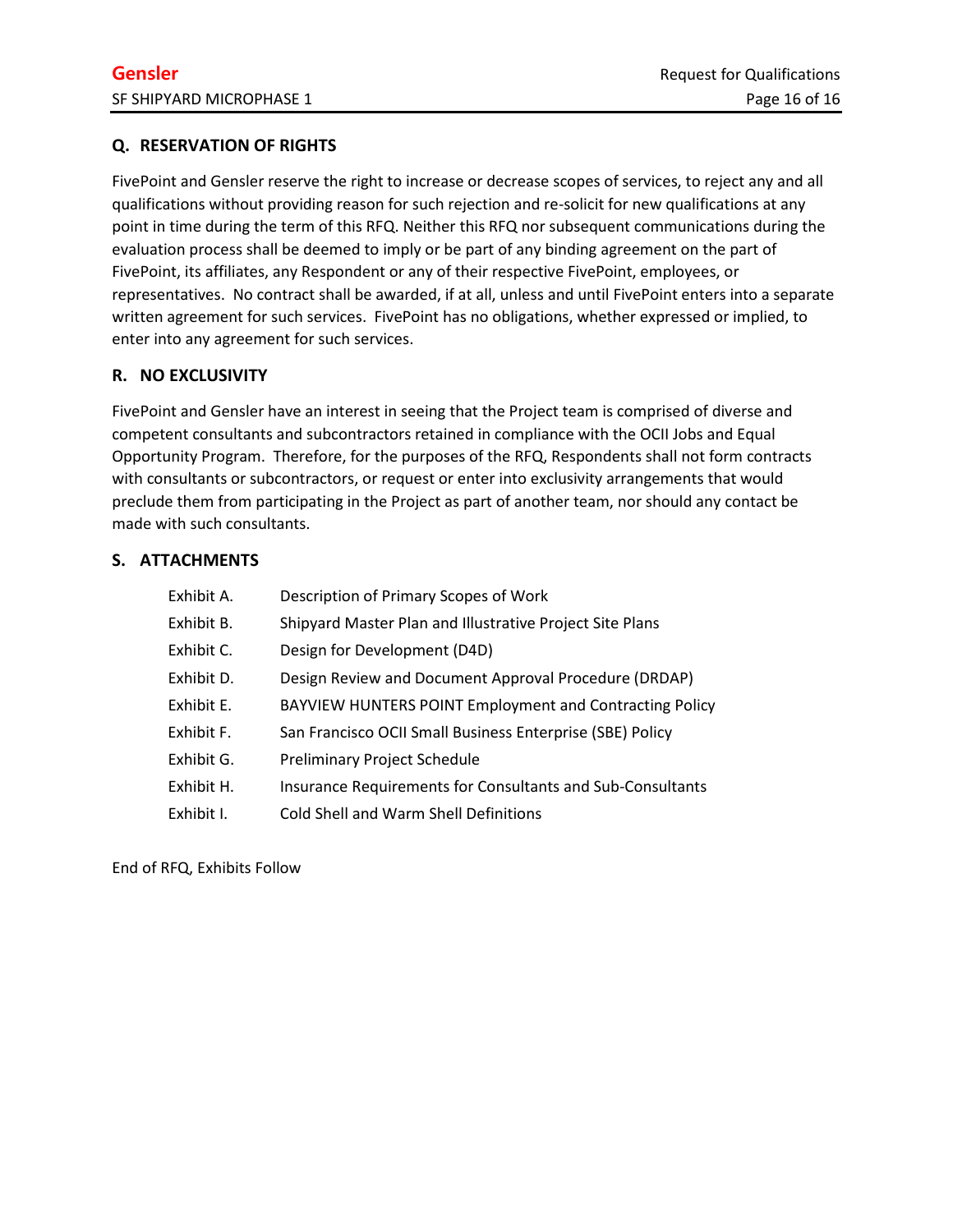## Q. RESERVATION OF RIGHTS

FivePoint and Gensler reserve the right to increase or decrease scopes of services, to reject any and all qualifications without providing reason for such rejection and re-solicit for new qualifications at any point in time during the term of this RFQ. Neither this RFQ nor subsequent communications during the evaluation process shall be deemed to imply or be part of any binding agreement on the part of FivePoint, its affiliates, any Respondent or any of their respective FivePoint, employees, or representatives. No contract shall be awarded, if at all, unless and until FivePoint enters into a separate written agreement for such services. FivePoint has no obligations, whether expressed or implied, to enter into any agreement for such services.

## R. NO EXCLUSIVITY

FivePoint and Gensler have an interest in seeing that the Project team is comprised of diverse and competent consultants and subcontractors retained in compliance with the OCII Jobs and Equal Opportunity Program. Therefore, for the purposes of the RFQ, Respondents shall not form contracts with consultants or subcontractors, or request or enter into exclusivity arrangements that would preclude them from participating in the Project as part of another team, nor should any contact be made with such consultants.

## S. ATTACHMENTS

| | |
|---|---|
| Exhibit A. | Description of Primary Scopes of Work |
| Exhibit B. | Shipyard Master Plan and Illustrative Project Site Plans |
| Exhibit C. | Design for Development (D4D) |
| Exhibit D. | Design Review and Document Approval Procedure (DRDAP) |
| Exhibit E. | BAYVIEW HUNTERS POINT Employment and Contracting Policy |
| Exhibit F. | San Francisco OCII Small Business Enterprise (SBE) Policy |
| Exhibit G. | Preliminary Project Schedule |
| Exhibit H. | Insurance Requirements for Consultants and Sub-Consultants |
| Exhibit I. | Cold Shell and Warm Shell Definitions |

End of RFQ, Exhibits Follow